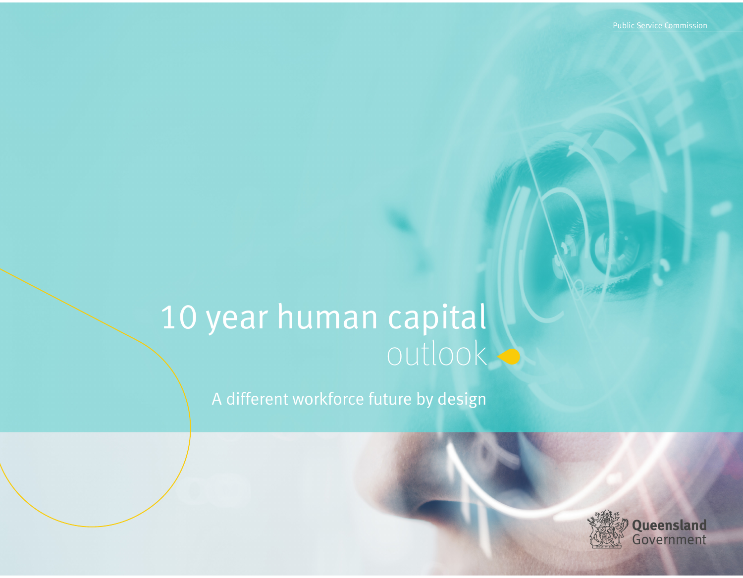Public Service Commission

# 10 year human capital outlook

## A different workforce future by design

Queensland Government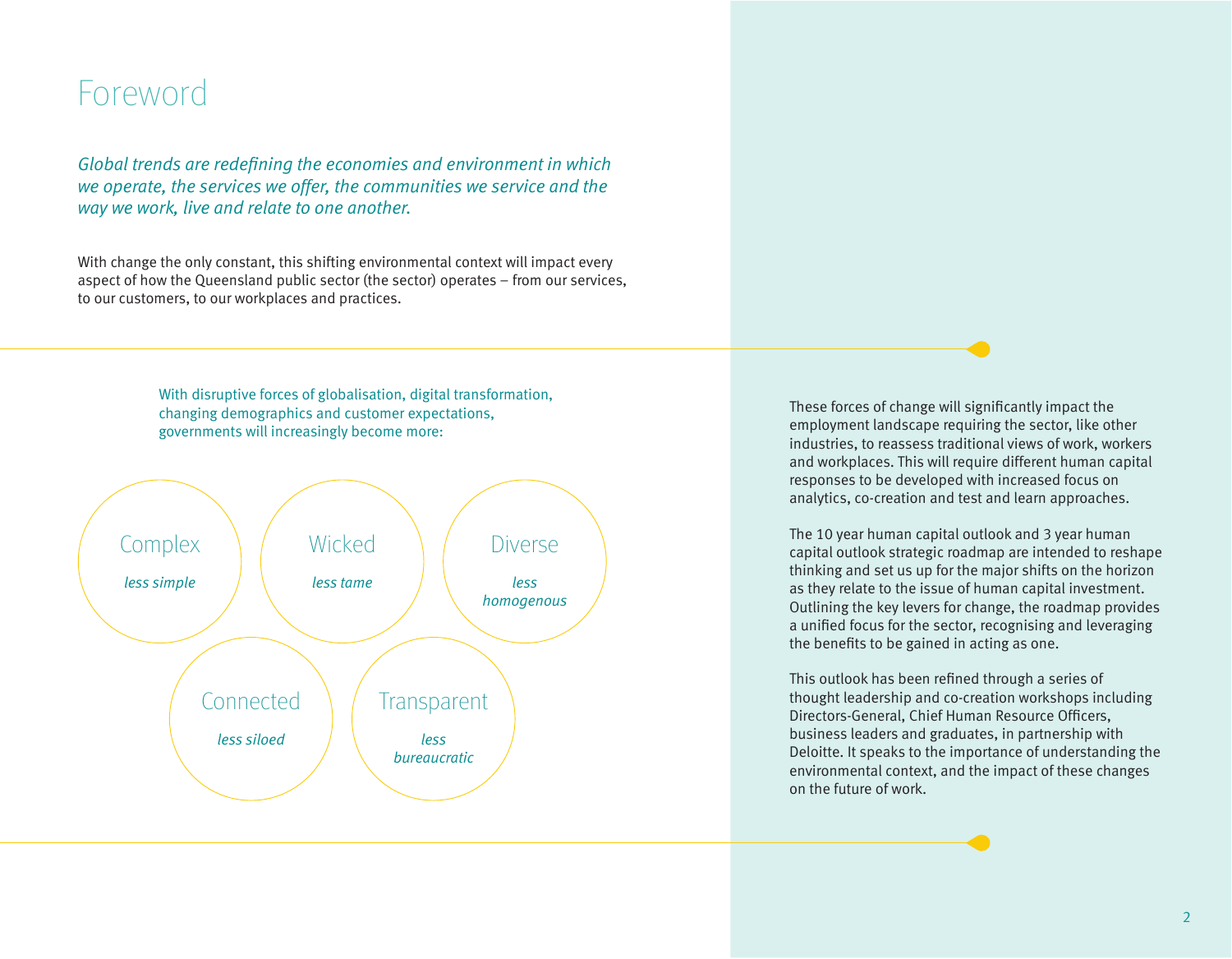# Foreword

*Global trends are redefining the economies and environment in which we operate, the services we offer, the communities we service and the way we work, live and relate to one another.*

With change the only constant, this shifting environmental context will impact every aspect of how the Queensland public sector (the sector) operates – from our services, to our customers, to our workplaces and practices.

With disruptive forces of globalisation, digital transformation, changing demographics and customer expectations, governments will increasingly become more:

- **Complex** – *less simple*
- **Wicked** – *less tame*
- **Diverse** – *less homogenous*
- **Connected** – *less siloed*
- **Transparent** – *less bureaucratic*

These forces of change will significantly impact the employment landscape requiring the sector, like other industries, to reassess traditional views of work, workers and workplaces. This will require different human capital responses to be developed with increased focus on analytics, co-creation and test and learn approaches.

The 10 year human capital outlook and 3 year human capital outlook strategic roadmap are intended to reshape thinking and set us up for the major shifts on the horizon as they relate to the issue of human capital investment. Outlining the key levers for change, the roadmap provides a unified focus for the sector, recognising and leveraging the benefits to be gained in acting as one.

This outlook has been refined through a series of thought leadership and co-creation workshops including Directors-General, Chief Human Resource Officers, business leaders and graduates, in partnership with Deloitte. It speaks to the importance of understanding the environmental context, and the impact of these changes on the future of work.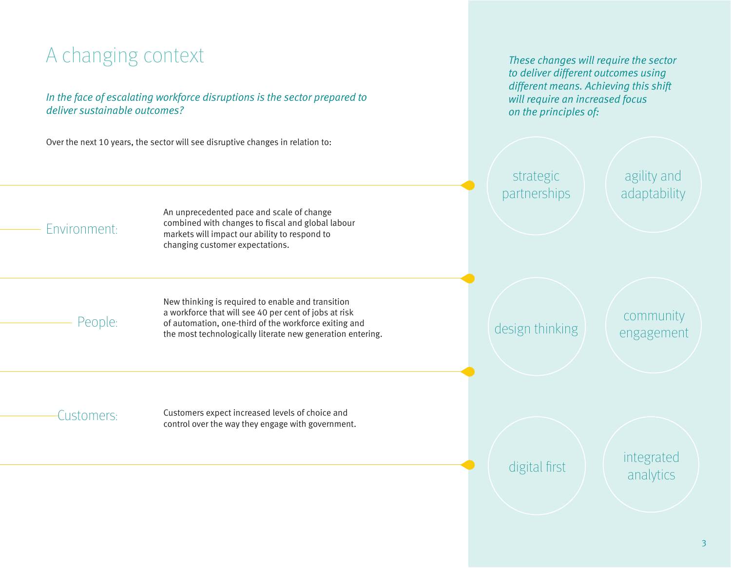# A changing context

*In the face of escalating workforce disruptions is the sector prepared to deliver sustainable outcomes?*

Over the next 10 years, the sector will see disruptive changes in relation to:

**Environment:** An unprecedented pace and scale of change combined with changes to fiscal and global labour markets will impact our ability to respond to changing customer expectations.

**People:** New thinking is required to enable and transition a workforce that will see 40 per cent of jobs at risk of automation, one-third of the workforce exiting and the most technologically literate new generation entering.

**Customers:** Customers expect increased levels of choice and control over the way they engage with government.

*These changes will require the sector to deliver different outcomes using different means. Achieving this shift will require an increased focus on the principles of:*

- strategic partnerships
- agility and adaptability
- design thinking
- community engagement
- digital first
- integrated analytics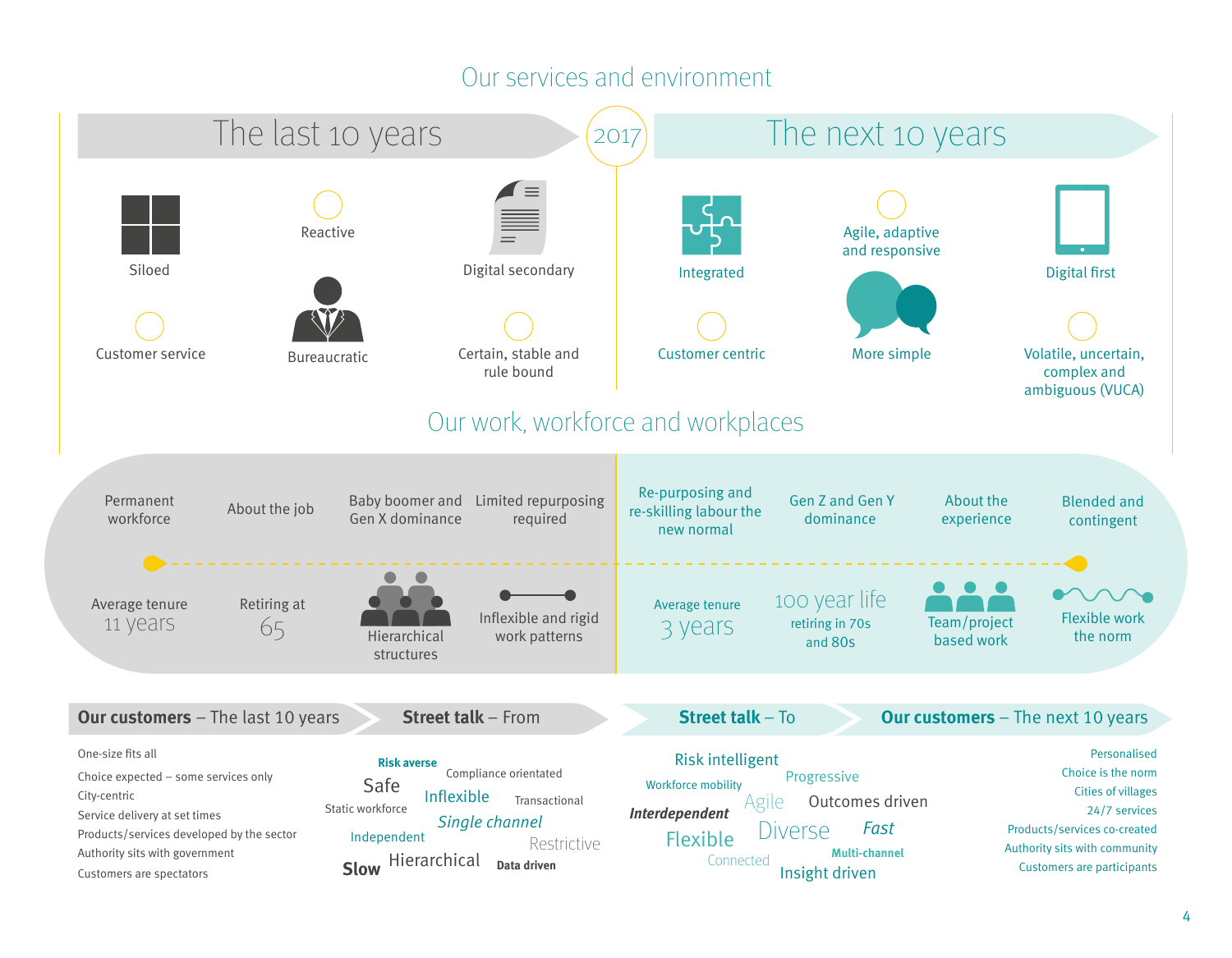# Our services and environment

| The last 10 years | 2017 | The next 10 years |
|---|---|---|
| Siloed | | Integrated |
| Reactive | | Agile, adaptive and responsive |
| Digital secondary | | Digital first |
| Customer service | | Customer centric |
| Bureaucratic | | More simple |
| Certain, stable and rule bound | | Volatile, uncertain, complex and ambiguous (VUCA) |

# Our work, workforce and workplaces

| The last 10 years | The next 10 years |
|---|---|
| Permanent workforce | Re-purposing and re-skilling labour the new normal |
| About the job | Gen Z and Gen Y dominance |
| Baby boomer and Gen X dominance | About the experience |
| Limited repurposing required | Blended and contingent |
| Average tenure 11 years | Average tenure 3 years |
| Retiring at 65 | 100 year life retiring in 70s and 80s |
| Hierarchical structures | Team/project based work |
| Inflexible and rigid work patterns | Flexible work the norm |

## Our customers – The last 10 years

- One-size fits all
- Choice expected – some services only
- City-centric
- Service delivery at set times
- Products/services developed by the sector
- Authority sits with government
- Customers are spectators

## Street talk – From

**Risk averse**, Safe, Compliance orientated, Static workforce, Inflexible, Transactional, *Single channel*, Independent, Restrictive, **Slow**, Hierarchical, **Data driven**

## Street talk – To

Risk intelligent, Workforce mobility, Progressive, ***Interdependent***, Agile, Outcomes driven, Flexible, Diverse, *Fast*, Connected, **Multi-channel**, Insight driven

## Our customers – The next 10 years

- Personalised
- Choice is the norm
- Cities of villages
- 24/7 services
- Products/services co-created
- Authority sits with community
- Customers are participants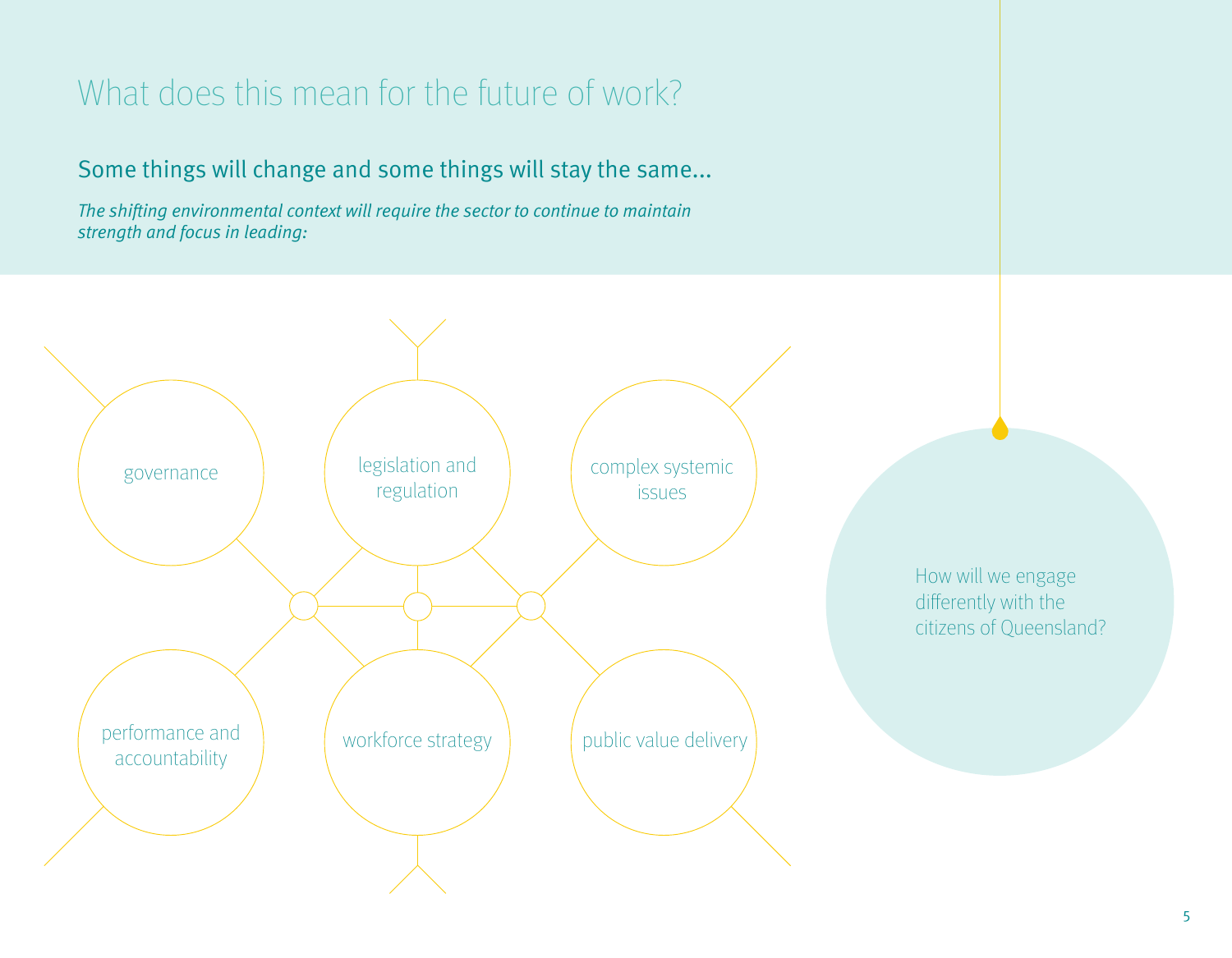# What does this mean for the future of work?

## Some things will change and some things will stay the same...

*The shifting environmental context will require the sector to continue to maintain strength and focus in leading:*

- governance
- legislation and regulation
- complex systemic issues
- performance and accountability
- workforce strategy
- public value delivery

How will we engage differently with the citizens of Queensland?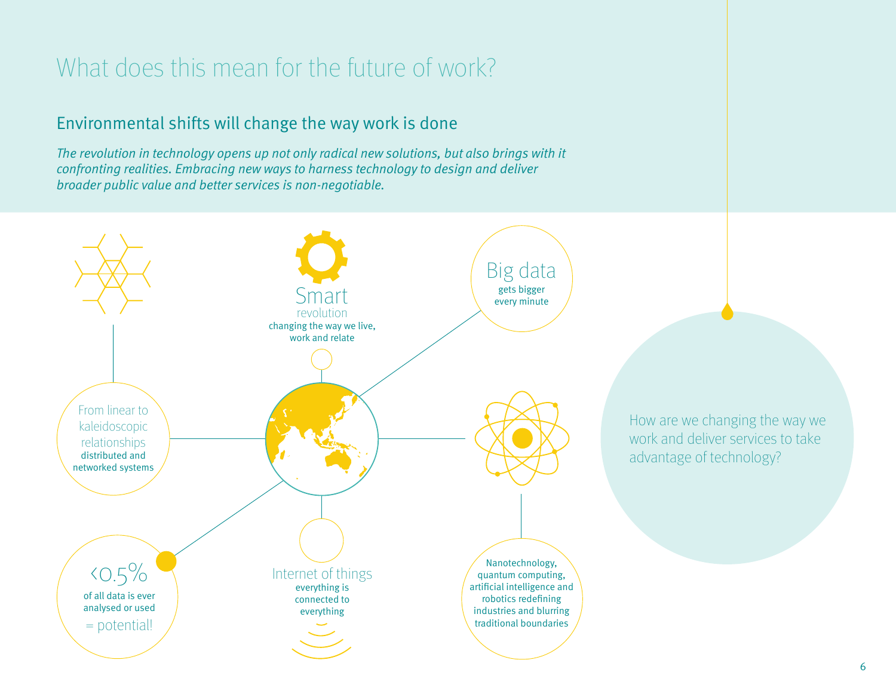# What does this mean for the future of work?

## Environmental shifts will change the way work is done

*The revolution in technology opens up not only radical new solutions, but also brings with it confronting realities. Embracing new ways to harness technology to design and deliver broader public value and better services is non-negotiable.*

**Smart** revolution
changing the way we live, work and relate

**Big data**
gets bigger every minute

**From linear to kaleidoscopic relationships**
distributed and networked systems

Nanotechnology, quantum computing, artificial intelligence and robotics redefining industries and blurring traditional boundaries

**<0.5%**
of all data is ever analysed or used
= potential!

**Internet of things**
everything is connected to everything

How are we changing the way we work and deliver services to take advantage of technology?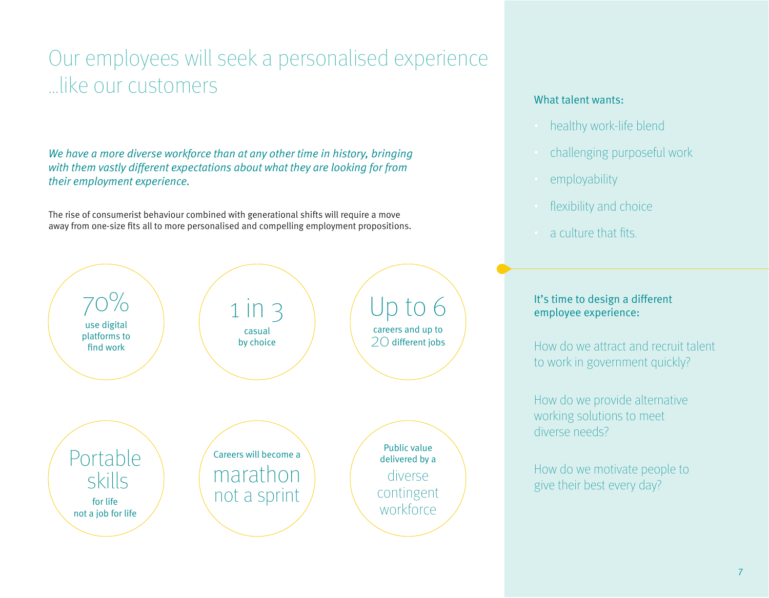# Our employees will seek a personalised experience …like our customers

*We have a more diverse workforce than at any other time in history, bringing with them vastly different expectations about what they are looking for from their employment experience.*

The rise of consumerist behaviour combined with generational shifts will require a move away from one-size fits all to more personalised and compelling employment propositions.

**70%** use digital platforms to find work

**1 in 3** casual by choice

**Up to 6** careers and up to **20** different jobs

**Portable skills** for life not a job for life

Careers will become a **marathon not a sprint**

Public value delivered by a **diverse contingent workforce**

What talent wants:

- healthy work-life blend
- challenging purposeful work
- employability
- flexibility and choice
- a culture that fits.

It's time to design a different employee experience:

How do we attract and recruit talent to work in government quickly?

How do we provide alternative working solutions to meet diverse needs?

How do we motivate people to give their best every day?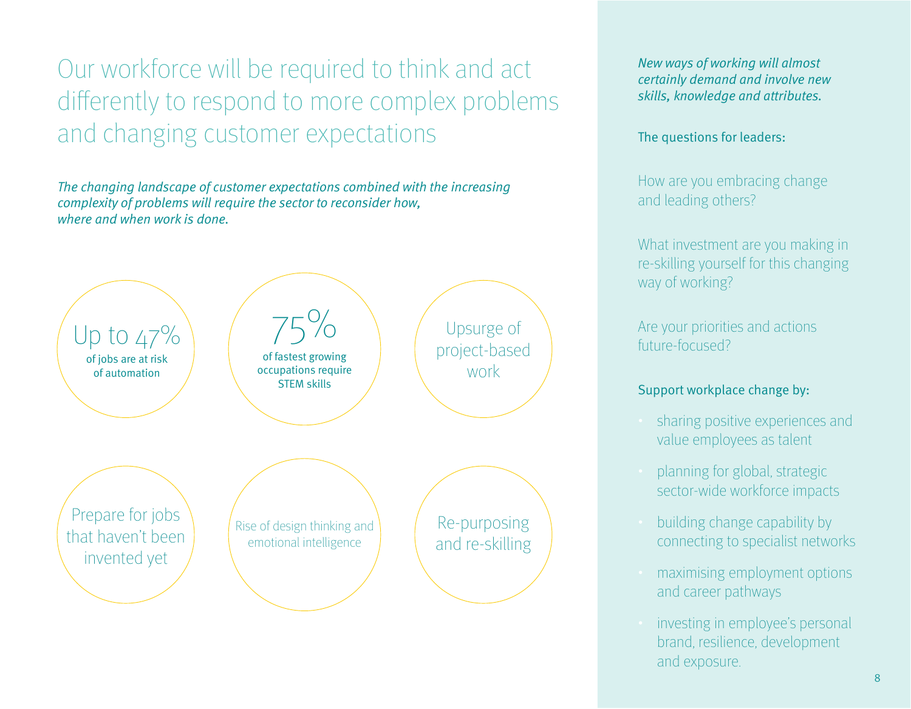# Our workforce will be required to think and act differently to respond to more complex problems and changing customer expectations

*The changing landscape of customer expectations combined with the increasing complexity of problems will require the sector to reconsider how, where and when work is done.*

- Up to 47% of jobs are at risk of automation
- 75% of fastest growing occupations require STEM skills
- Upsurge of project-based work
- Prepare for jobs that haven't been invented yet
- Rise of design thinking and emotional intelligence
- Re-purposing and re-skilling

*New ways of working will almost certainly demand and involve new skills, knowledge and attributes.*

The questions for leaders:

How are you embracing change and leading others?

What investment are you making in re-skilling yourself for this changing way of working?

Are your priorities and actions future-focused?

Support workplace change by:

- sharing positive experiences and value employees as talent
- planning for global, strategic sector-wide workforce impacts
- building change capability by connecting to specialist networks
- maximising employment options and career pathways
- investing in employee's personal brand, resilience, development and exposure.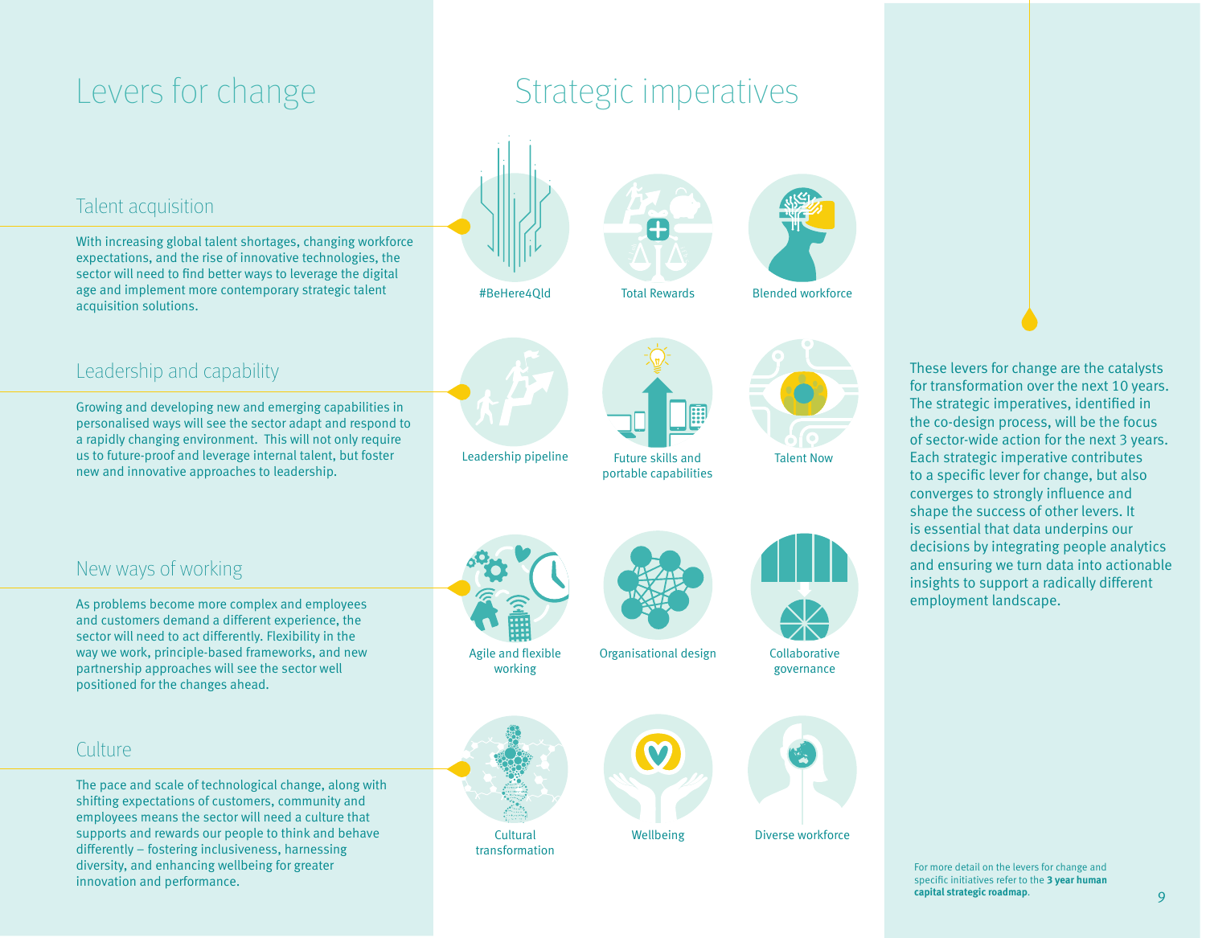# Levers for change

## Talent acquisition

With increasing global talent shortages, changing workforce expectations, and the rise of innovative technologies, the sector will need to find better ways to leverage the digital age and implement more contemporary strategic talent acquisition solutions.

## Leadership and capability

Growing and developing new and emerging capabilities in personalised ways will see the sector adapt and respond to a rapidly changing environment. This will not only require us to future-proof and leverage internal talent, but foster new and innovative approaches to leadership.

## New ways of working

As problems become more complex and employees and customers demand a different experience, the sector will need to act differently. Flexibility in the way we work, principle-based frameworks, and new partnership approaches will see the sector well positioned for the changes ahead.

## Culture

The pace and scale of technological change, along with shifting expectations of customers, community and employees means the sector will need a culture that supports and rewards our people to think and behave differently – fostering inclusiveness, harnessing diversity, and enhancing wellbeing for greater innovation and performance.

# Strategic imperatives

- #BeHere4Qld
- Total Rewards
- Blended workforce
- Leadership pipeline
- Future skills and portable capabilities
- Talent Now
- Agile and flexible working
- Organisational design
- Collaborative governance
- Cultural transformation
- Wellbeing
- Diverse workforce

These levers for change are the catalysts for transformation over the next 10 years. The strategic imperatives, identified in the co-design process, will be the focus of sector-wide action for the next 3 years. Each strategic imperative contributes to a specific lever for change, but also converges to strongly influence and shape the success of other levers. It is essential that data underpins our decisions by integrating people analytics and ensuring we turn data into actionable insights to support a radically different employment landscape.

For more detail on the levers for change and specific initiatives refer to the **3 year human capital strategic roadmap**.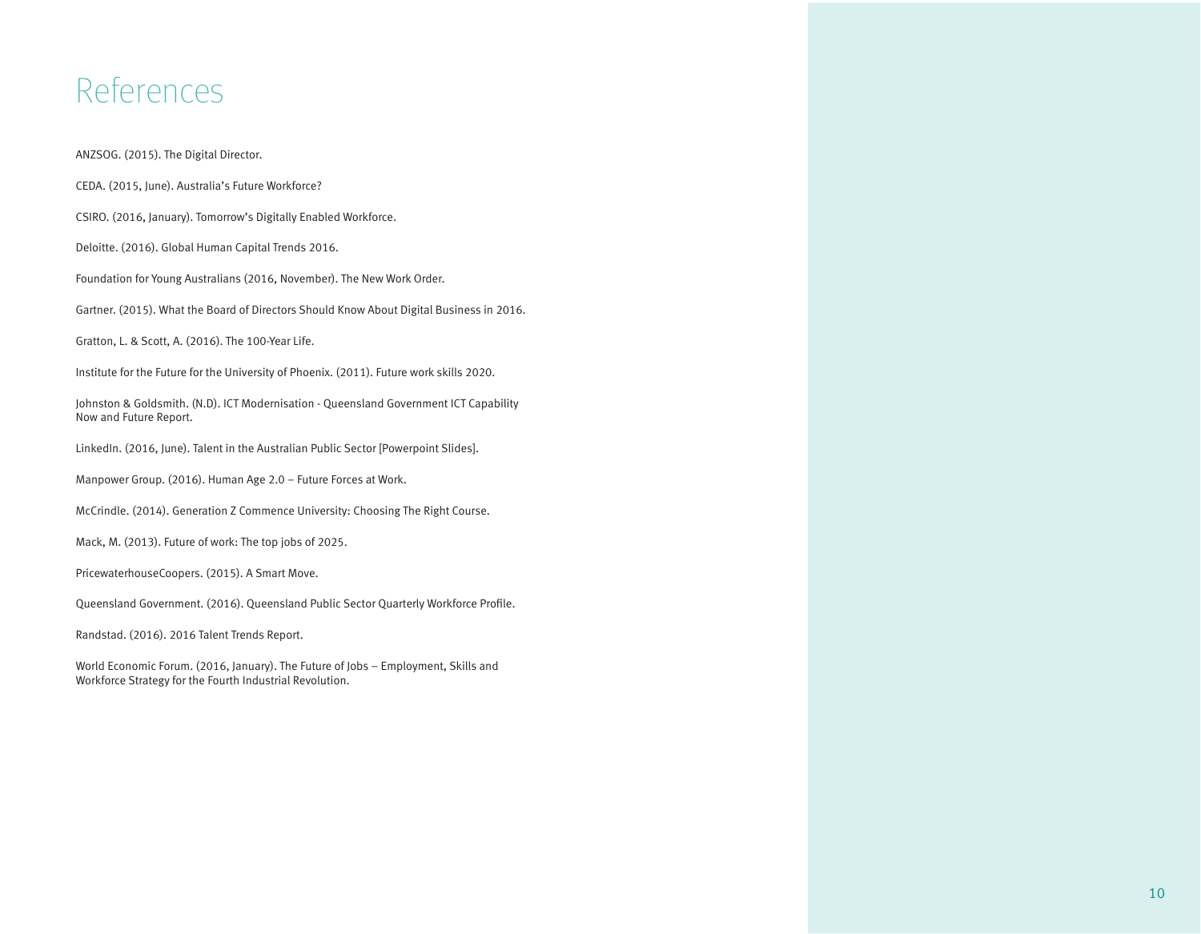# References

ANZSOG. (2015). The Digital Director.

CEDA. (2015, June). Australia's Future Workforce?

CSIRO. (2016, January). Tomorrow's Digitally Enabled Workforce.

Deloitte. (2016). Global Human Capital Trends 2016.

Foundation for Young Australians (2016, November). The New Work Order.

Gartner. (2015). What the Board of Directors Should Know About Digital Business in 2016.

Gratton, L. & Scott, A. (2016). The 100-Year Life.

Institute for the Future for the University of Phoenix. (2011). Future work skills 2020.

Johnston & Goldsmith. (N.D). ICT Modernisation - Queensland Government ICT Capability Now and Future Report.

LinkedIn. (2016, June). Talent in the Australian Public Sector [Powerpoint Slides].

Manpower Group. (2016). Human Age 2.0 – Future Forces at Work.

McCrindle. (2014). Generation Z Commence University: Choosing The Right Course.

Mack, M. (2013). Future of work: The top jobs of 2025.

PricewaterhouseCoopers. (2015). A Smart Move.

Queensland Government. (2016). Queensland Public Sector Quarterly Workforce Profile.

Randstad. (2016). 2016 Talent Trends Report.

World Economic Forum. (2016, January). The Future of Jobs – Employment, Skills and Workforce Strategy for the Fourth Industrial Revolution.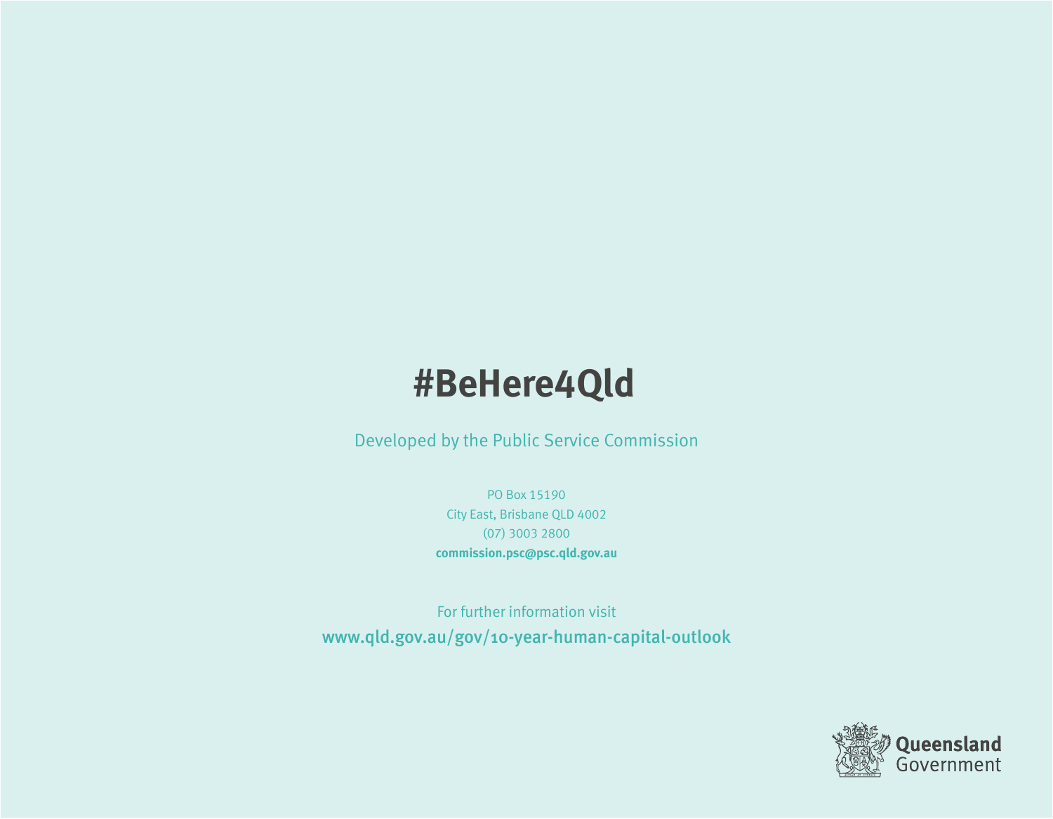# #BeHere4Qld

Developed by the Public Service Commission

PO Box 15190
City East, Brisbane QLD 4002
(07) 3003 2800
**commission.psc@psc.qld.gov.au**

For further information visit
www.qld.gov.au/gov/10-year-human-capital-outlook

Queensland Government